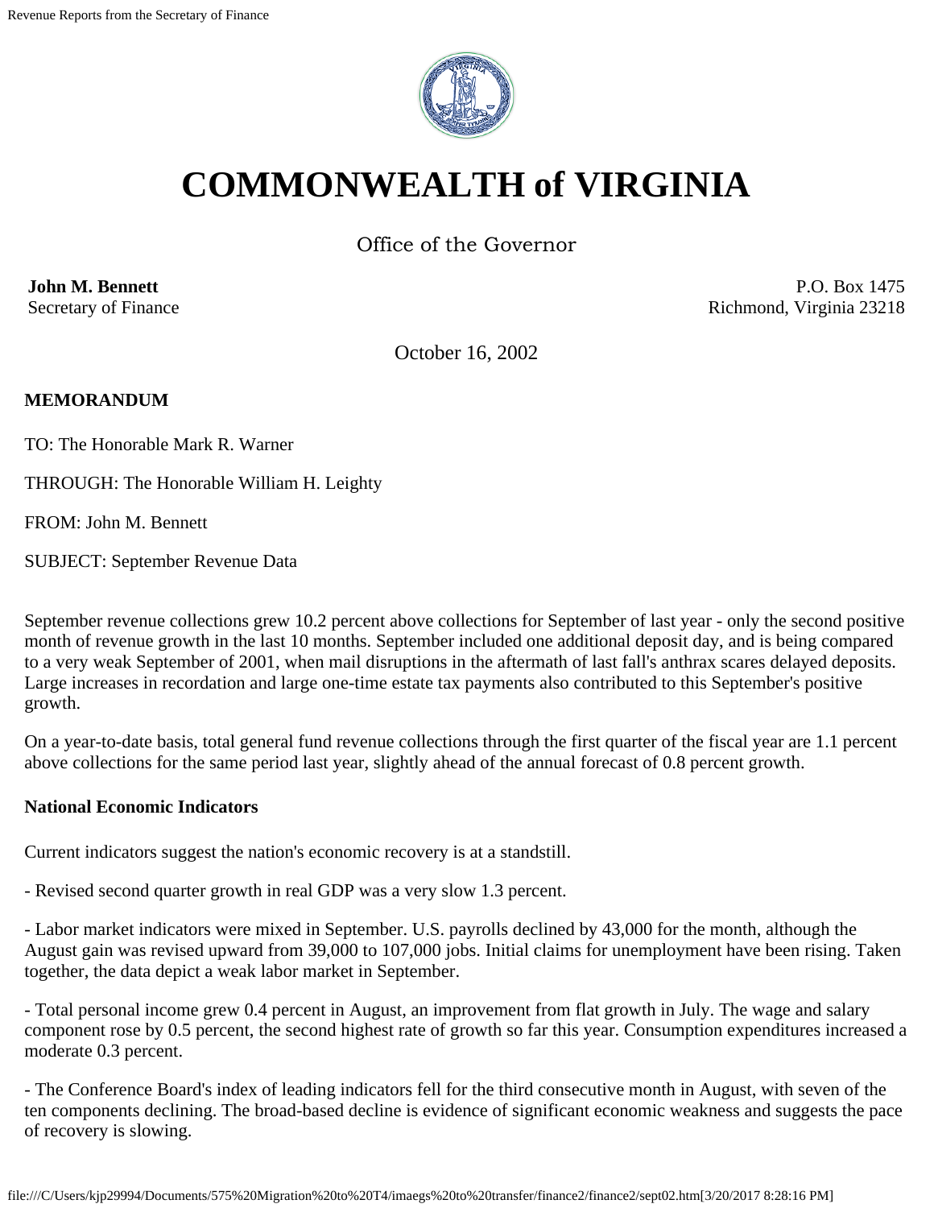# COMMONWEALTH of VIRGINIA

Office of the Governor

**John M. Bennett**
Secretary of Finance

P.O. Box 1475
Richmond, Virginia 23218

October 16, 2002

**MEMORANDUM**

TO: The Honorable Mark R. Warner

THROUGH: The Honorable William H. Leighty

FROM: John M. Bennett

SUBJECT: September Revenue Data

September revenue collections grew 10.2 percent above collections for September of last year - only the second positive month of revenue growth in the last 10 months. September included one additional deposit day, and is being compared to a very weak September of 2001, when mail disruptions in the aftermath of last fall's anthrax scares delayed deposits. Large increases in recordation and large one-time estate tax payments also contributed to this September's positive growth.

On a year-to-date basis, total general fund revenue collections through the first quarter of the fiscal year are 1.1 percent above collections for the same period last year, slightly ahead of the annual forecast of 0.8 percent growth.

**National Economic Indicators**

Current indicators suggest the nation's economic recovery is at a standstill.

- Revised second quarter growth in real GDP was a very slow 1.3 percent.

- Labor market indicators were mixed in September. U.S. payrolls declined by 43,000 for the month, although the August gain was revised upward from 39,000 to 107,000 jobs. Initial claims for unemployment have been rising. Taken together, the data depict a weak labor market in September.

- Total personal income grew 0.4 percent in August, an improvement from flat growth in July. The wage and salary component rose by 0.5 percent, the second highest rate of growth so far this year. Consumption expenditures increased a moderate 0.3 percent.

- The Conference Board's index of leading indicators fell for the third consecutive month in August, with seven of the ten components declining. The broad-based decline is evidence of significant economic weakness and suggests the pace of recovery is slowing.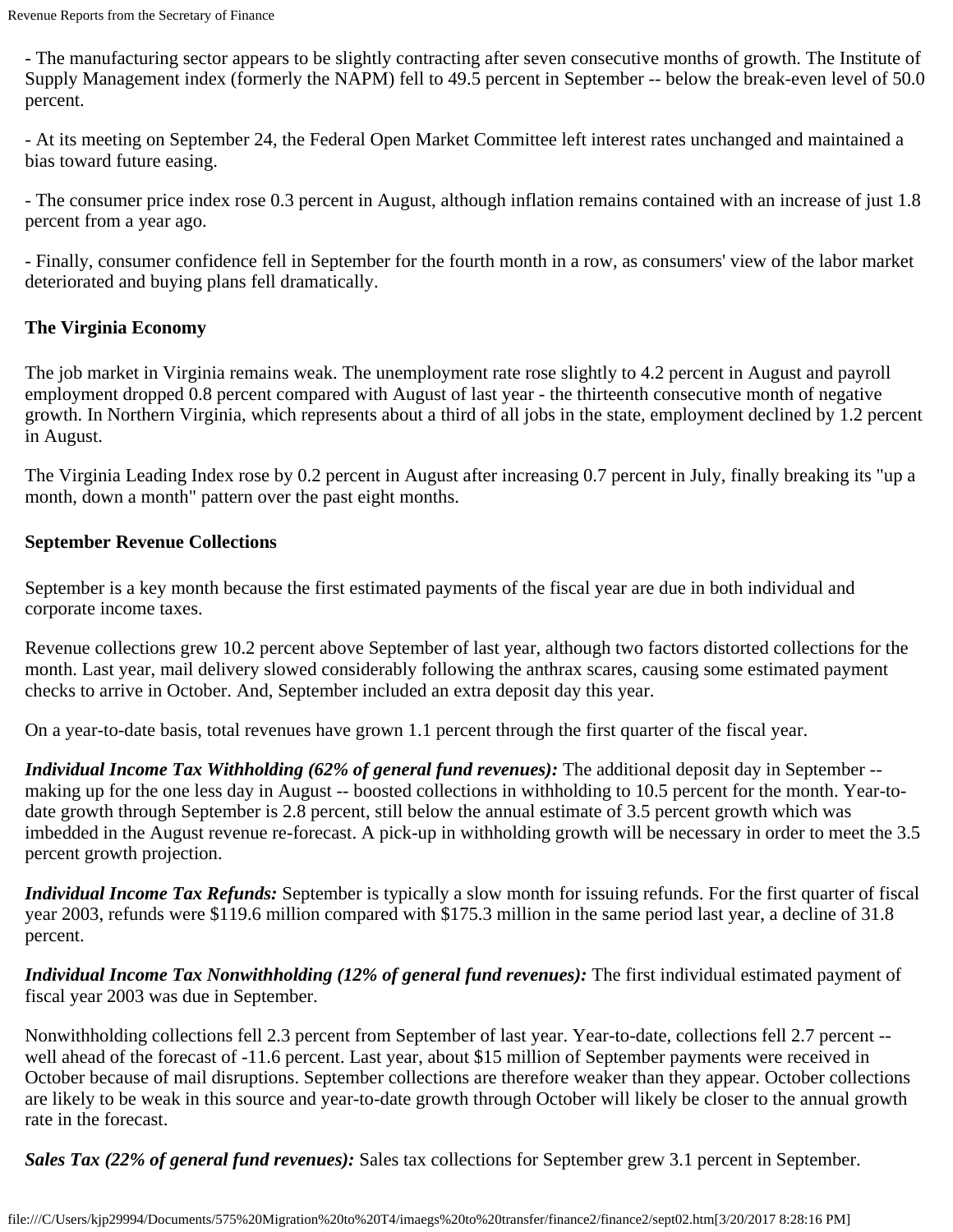- The manufacturing sector appears to be slightly contracting after seven consecutive months of growth. The Institute of Supply Management index (formerly the NAPM) fell to 49.5 percent in September -- below the break-even level of 50.0 percent.

- At its meeting on September 24, the Federal Open Market Committee left interest rates unchanged and maintained a bias toward future easing.

- The consumer price index rose 0.3 percent in August, although inflation remains contained with an increase of just 1.8 percent from a year ago.

- Finally, consumer confidence fell in September for the fourth month in a row, as consumers' view of the labor market deteriorated and buying plans fell dramatically.

### The Virginia Economy

The job market in Virginia remains weak. The unemployment rate rose slightly to 4.2 percent in August and payroll employment dropped 0.8 percent compared with August of last year - the thirteenth consecutive month of negative growth. In Northern Virginia, which represents about a third of all jobs in the state, employment declined by 1.2 percent in August.

The Virginia Leading Index rose by 0.2 percent in August after increasing 0.7 percent in July, finally breaking its "up a month, down a month" pattern over the past eight months.

### September Revenue Collections

September is a key month because the first estimated payments of the fiscal year are due in both individual and corporate income taxes.

Revenue collections grew 10.2 percent above September of last year, although two factors distorted collections for the month. Last year, mail delivery slowed considerably following the anthrax scares, causing some estimated payment checks to arrive in October. And, September included an extra deposit day this year.

On a year-to-date basis, total revenues have grown 1.1 percent through the first quarter of the fiscal year.

***Individual Income Tax Withholding (62% of general fund revenues):*** The additional deposit day in September -- making up for the one less day in August -- boosted collections in withholding to 10.5 percent for the month. Year-to-date growth through September is 2.8 percent, still below the annual estimate of 3.5 percent growth which was imbedded in the August revenue re-forecast. A pick-up in withholding growth will be necessary in order to meet the 3.5 percent growth projection.

***Individual Income Tax Refunds:*** September is typically a slow month for issuing refunds. For the first quarter of fiscal year 2003, refunds were $119.6 million compared with $175.3 million in the same period last year, a decline of 31.8 percent.

***Individual Income Tax Nonwithholding (12% of general fund revenues):*** The first individual estimated payment of fiscal year 2003 was due in September.

Nonwithholding collections fell 2.3 percent from September of last year. Year-to-date, collections fell 2.7 percent -- well ahead of the forecast of -11.6 percent. Last year, about $15 million of September payments were received in October because of mail disruptions. September collections are therefore weaker than they appear. October collections are likely to be weak in this source and year-to-date growth through October will likely be closer to the annual growth rate in the forecast.

***Sales Tax (22% of general fund revenues):*** Sales tax collections for September grew 3.1 percent in September.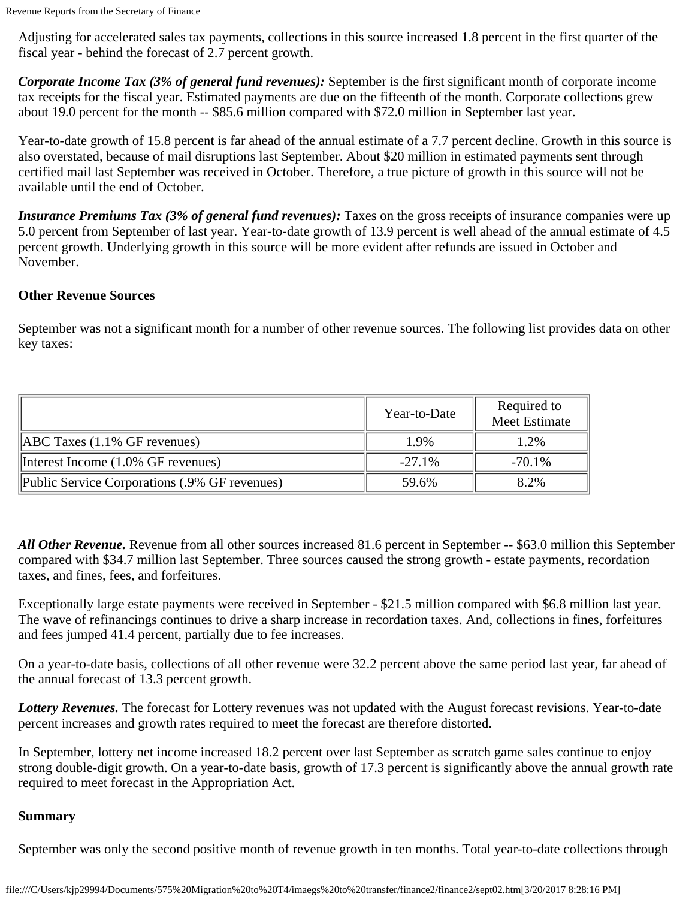Adjusting for accelerated sales tax payments, collections in this source increased 1.8 percent in the first quarter of the fiscal year - behind the forecast of 2.7 percent growth.

***Corporate Income Tax (3% of general fund revenues):*** September is the first significant month of corporate income tax receipts for the fiscal year. Estimated payments are due on the fifteenth of the month. Corporate collections grew about 19.0 percent for the month -- $85.6 million compared with $72.0 million in September last year.

Year-to-date growth of 15.8 percent is far ahead of the annual estimate of a 7.7 percent decline. Growth in this source is also overstated, because of mail disruptions last September. About $20 million in estimated payments sent through certified mail last September was received in October. Therefore, a true picture of growth in this source will not be available until the end of October.

***Insurance Premiums Tax (3% of general fund revenues):*** Taxes on the gross receipts of insurance companies were up 5.0 percent from September of last year. Year-to-date growth of 13.9 percent is well ahead of the annual estimate of 4.5 percent growth. Underlying growth in this source will be more evident after refunds are issued in October and November.

**Other Revenue Sources**

September was not a significant month for a number of other revenue sources. The following list provides data on other key taxes:

| | Year-to-Date | Required to Meet Estimate |
|---|---|---|
| ABC Taxes (1.1% GF revenues) | 1.9% | 1.2% |
| Interest Income (1.0% GF revenues) | -27.1% | -70.1% |
| Public Service Corporations (.9% GF revenues) | 59.6% | 8.2% |

***All Other Revenue.*** Revenue from all other sources increased 81.6 percent in September -- $63.0 million this September compared with $34.7 million last September. Three sources caused the strong growth - estate payments, recordation taxes, and fines, fees, and forfeitures.

Exceptionally large estate payments were received in September - $21.5 million compared with $6.8 million last year. The wave of refinancings continues to drive a sharp increase in recordation taxes. And, collections in fines, forfeitures and fees jumped 41.4 percent, partially due to fee increases.

On a year-to-date basis, collections of all other revenue were 32.2 percent above the same period last year, far ahead of the annual forecast of 13.3 percent growth.

***Lottery Revenues.*** The forecast for Lottery revenues was not updated with the August forecast revisions. Year-to-date percent increases and growth rates required to meet the forecast are therefore distorted.

In September, lottery net income increased 18.2 percent over last September as scratch game sales continue to enjoy strong double-digit growth. On a year-to-date basis, growth of 17.3 percent is significantly above the annual growth rate required to meet forecast in the Appropriation Act.

**Summary**

September was only the second positive month of revenue growth in ten months. Total year-to-date collections through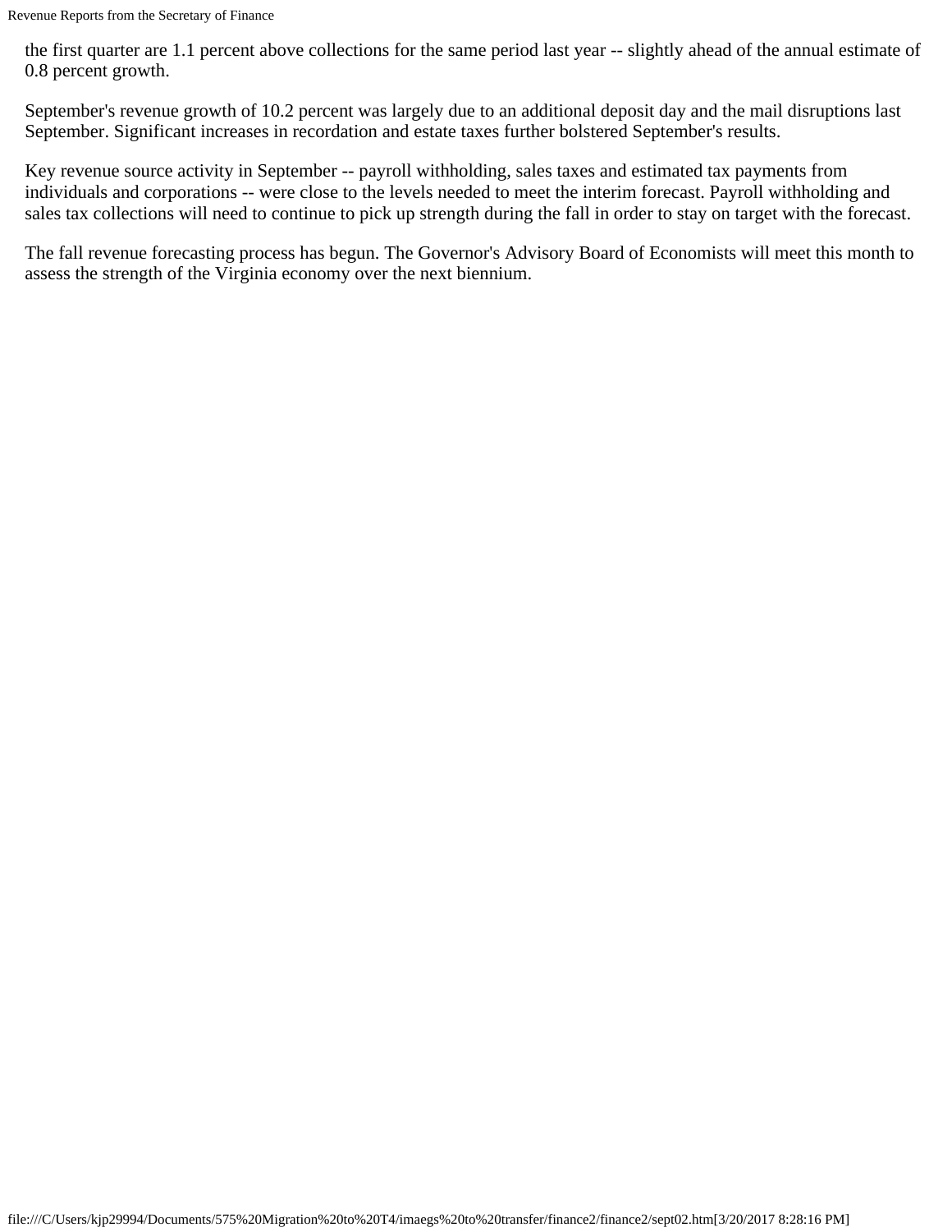the first quarter are 1.1 percent above collections for the same period last year -- slightly ahead of the annual estimate of 0.8 percent growth.

September's revenue growth of 10.2 percent was largely due to an additional deposit day and the mail disruptions last September. Significant increases in recordation and estate taxes further bolstered September's results.

Key revenue source activity in September -- payroll withholding, sales taxes and estimated tax payments from individuals and corporations -- were close to the levels needed to meet the interim forecast. Payroll withholding and sales tax collections will need to continue to pick up strength during the fall in order to stay on target with the forecast.

The fall revenue forecasting process has begun. The Governor's Advisory Board of Economists will meet this month to assess the strength of the Virginia economy over the next biennium.